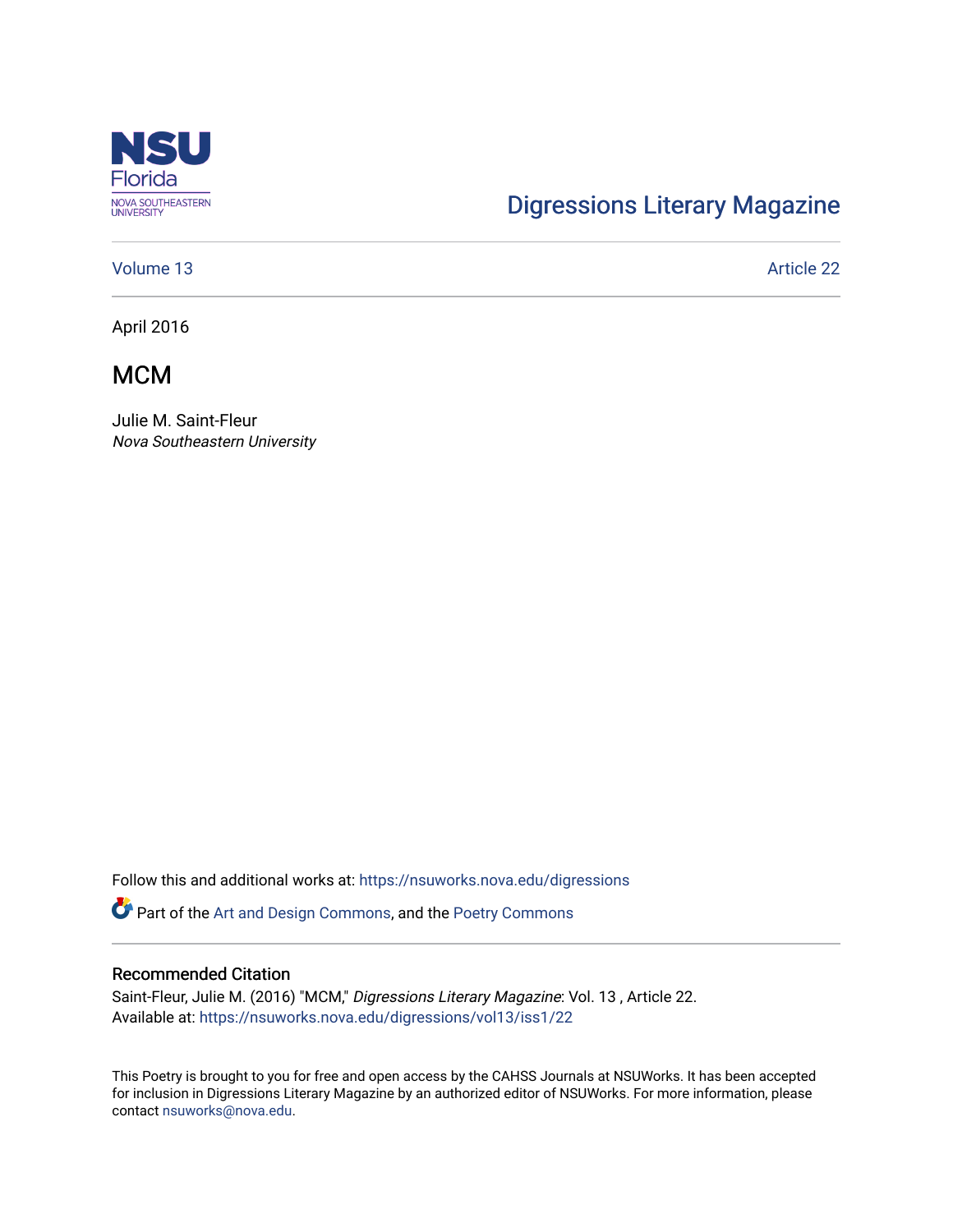Digressions Literary Magazine

Volume 13 | Article 22

April 2016

# MCM

Julie M. Saint-Fleur
*Nova Southeastern University*

Follow this and additional works at: https://nsuworks.nova.edu/digressions

Part of the Art and Design Commons, and the Poetry Commons

## Recommended Citation

Saint-Fleur, Julie M. (2016) "MCM," *Digressions Literary Magazine*: Vol. 13 , Article 22.
Available at: https://nsuworks.nova.edu/digressions/vol13/iss1/22

This Poetry is brought to you for free and open access by the CAHSS Journals at NSUWorks. It has been accepted for inclusion in Digressions Literary Magazine by an authorized editor of NSUWorks. For more information, please contact nsuworks@nova.edu.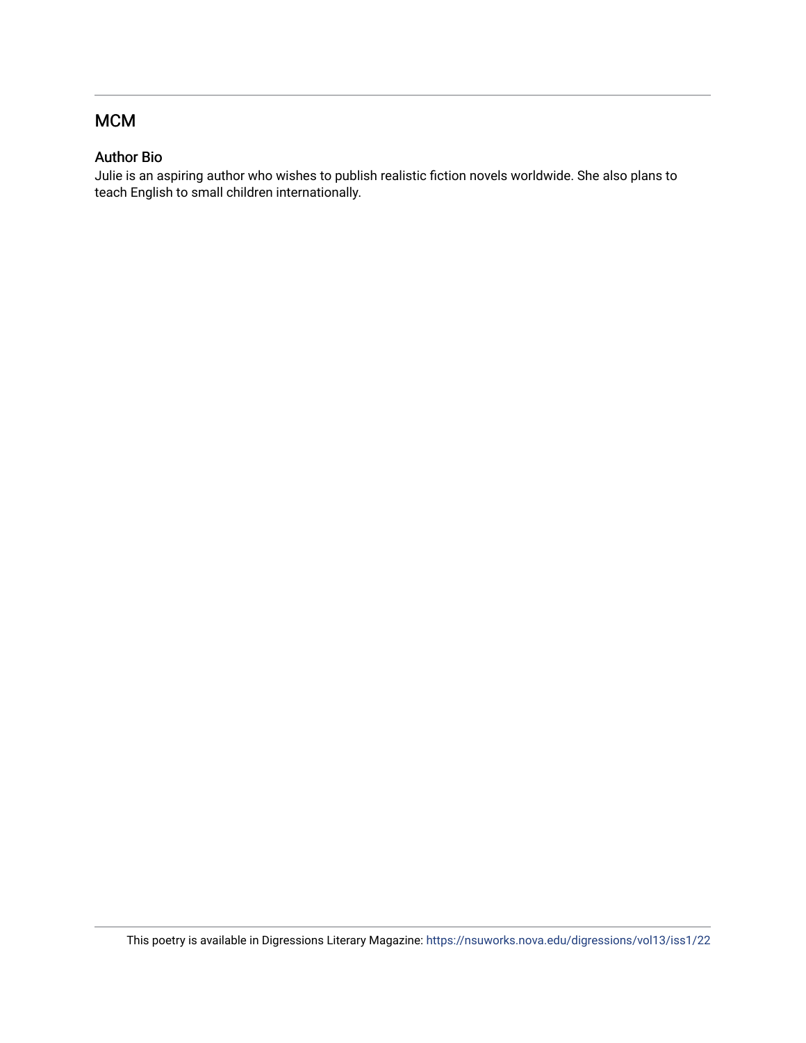## MCM

### Author Bio

Julie is an aspiring author who wishes to publish realistic fiction novels worldwide. She also plans to teach English to small children internationally.

This poetry is available in Digressions Literary Magazine: https://nsuworks.nova.edu/digressions/vol13/iss1/22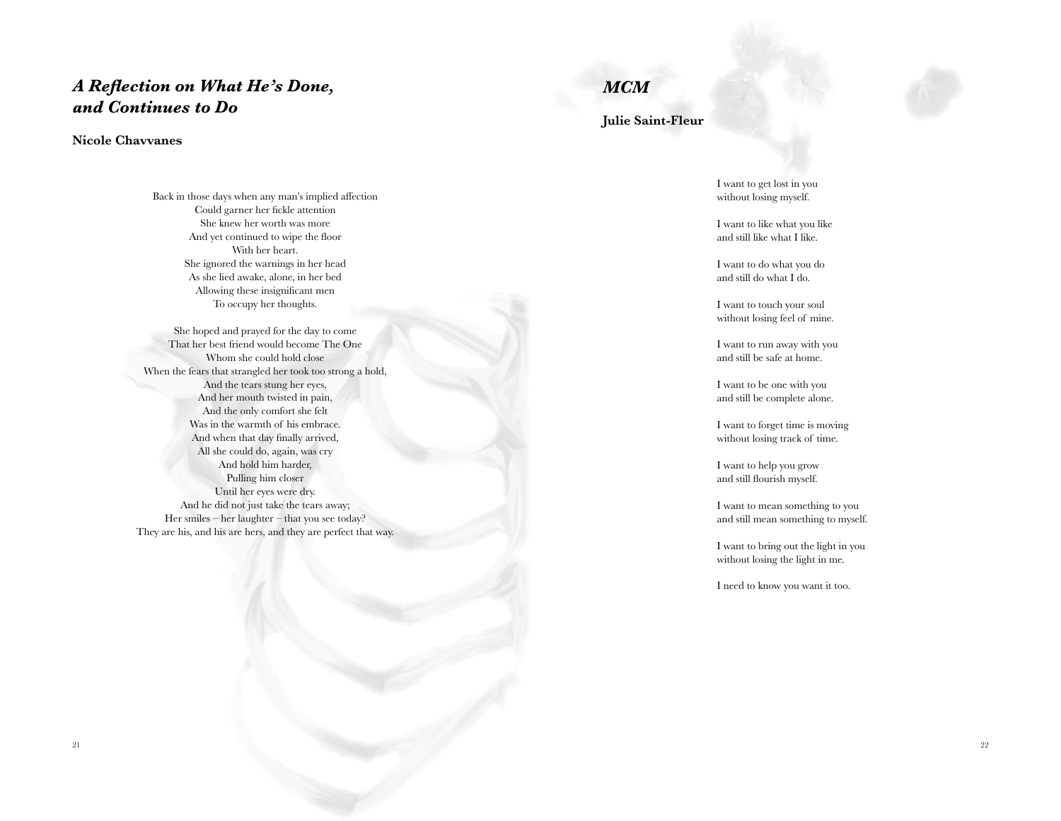## *A Reflection on What He's Done, and Continues to Do*

**Nicole Chavvanes**

Back in those days when any man's implied affection
Could garner her fickle attention
She knew her worth was more
And yet continued to wipe the floor
With her heart.
She ignored the warnings in her head
As she lied awake, alone, in her bed
Allowing these insignificant men
To occupy her thoughts.

She hoped and prayed for the day to come
That her best friend would become The One
Whom she could hold close
When the fears that strangled her took too strong a hold,
And the tears stung her eyes,
And her mouth twisted in pain,
And the only comfort she felt
Was in the warmth of his embrace.
And when that day finally arrived,
All she could do, again, was cry
And hold him harder,
Pulling him closer
Until her eyes were dry.
And he did not just take the tears away;
Her smiles – her laughter – that you see today?
They are his, and his are hers, and they are perfect that way.

## *MCM*

**Julie Saint-Fleur**

I want to get lost in you
without losing myself.

I want to like what you like
and still like what I like.

I want to do what you do
and still do what I do.

I want to touch your soul
without losing feel of mine.

I want to run away with you
and still be safe at home.

I want to be one with you
and still be complete alone.

I want to forget time is moving
without losing track of time.

I want to help you grow
and still flourish myself.

I want to mean something to you
and still mean something to myself.

I want to bring out the light in you
without losing the light in me.

I need to know you want it too.